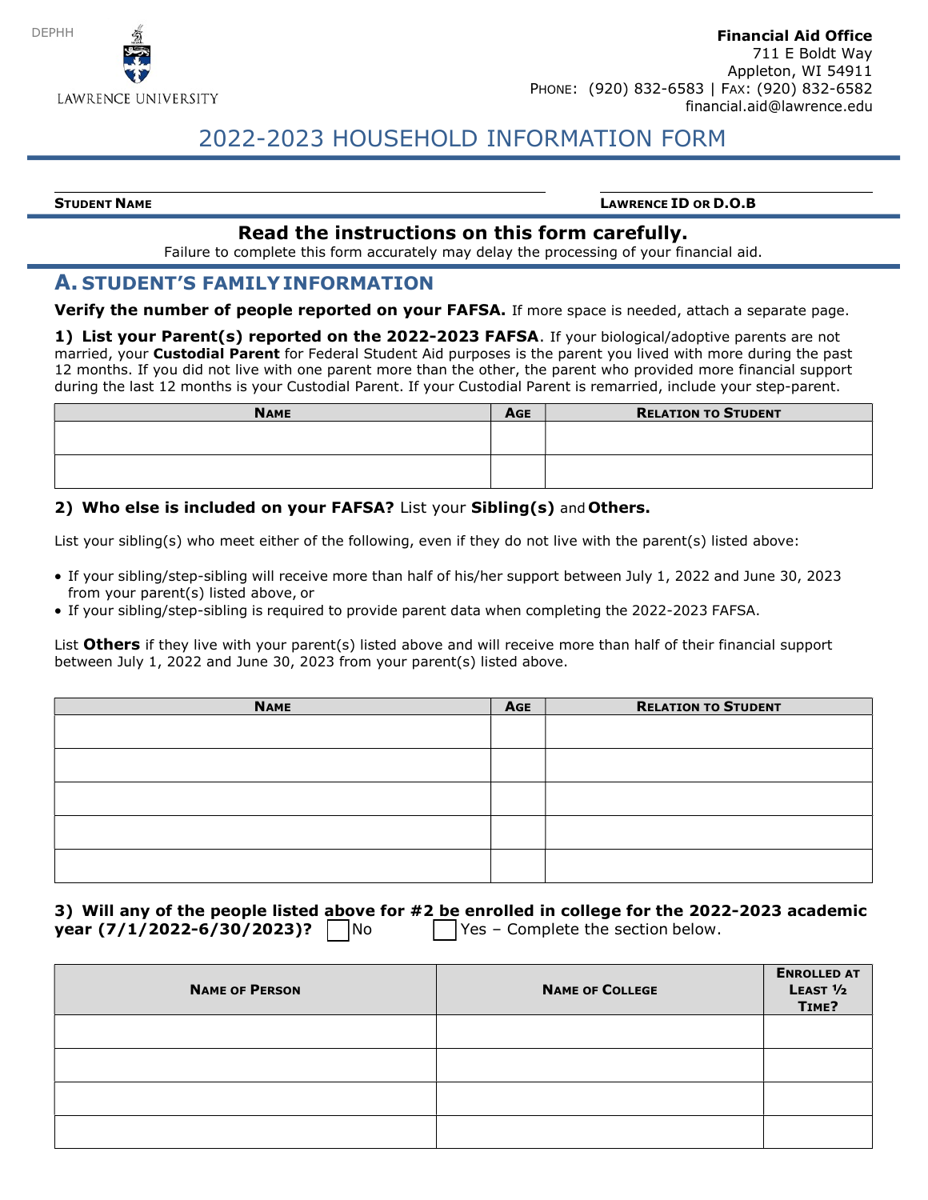DEPHH

LAWRENCE UNIVERSITY

**Financial Aid Office**
711 E Boldt Way
Appleton, WI 54911
PHONE: (920) 832-6583 | FAX: (920) 832-6582
financial.aid@lawrence.edu

# 2022-2023 HOUSEHOLD INFORMATION FORM

**STUDENT NAME** ______________________________ **LAWRENCE ID OR D.O.B** ______________________________

**Read the instructions on this form carefully.**

Failure to complete this form accurately may delay the processing of your financial aid.

## A. STUDENT'S FAMILY INFORMATION

**Verify the number of people reported on your FAFSA.** If more space is needed, attach a separate page.

**1) List your Parent(s) reported on the 2022-2023 FAFSA**. If your biological/adoptive parents are not married, your **Custodial Parent** for Federal Student Aid purposes is the parent you lived with more during the past 12 months. If you did not live with one parent more than the other, the parent who provided more financial support during the last 12 months is your Custodial Parent. If your Custodial Parent is remarried, include your step-parent.

| NAME | AGE | RELATION TO STUDENT |
|---|---|---|
| | | |
| | | |

**2) Who else is included on your FAFSA?** List your **Sibling(s)** and **Others.**

List your sibling(s) who meet either of the following, even if they do not live with the parent(s) listed above:

- If your sibling/step-sibling will receive more than half of his/her support between July 1, 2022 and June 30, 2023 from your parent(s) listed above, or
- If your sibling/step-sibling is required to provide parent data when completing the 2022-2023 FAFSA.

List **Others** if they live with your parent(s) listed above and will receive more than half of their financial support between July 1, 2022 and June 30, 2023 from your parent(s) listed above.

| NAME | AGE | RELATION TO STUDENT |
|---|---|---|
| | | |
| | | |
| | | |
| | | |
| | | |

**3) Will any of the people listed above for #2 be enrolled in college for the 2022-2023 academic year (7/1/2022-6/30/2023)?** ☐ No ☐ Yes – Complete the section below.

| NAME OF PERSON | NAME OF COLLEGE | ENROLLED AT LEAST ½ TIME? |
|---|---|---|
| | | |
| | | |
| | | |
| | | |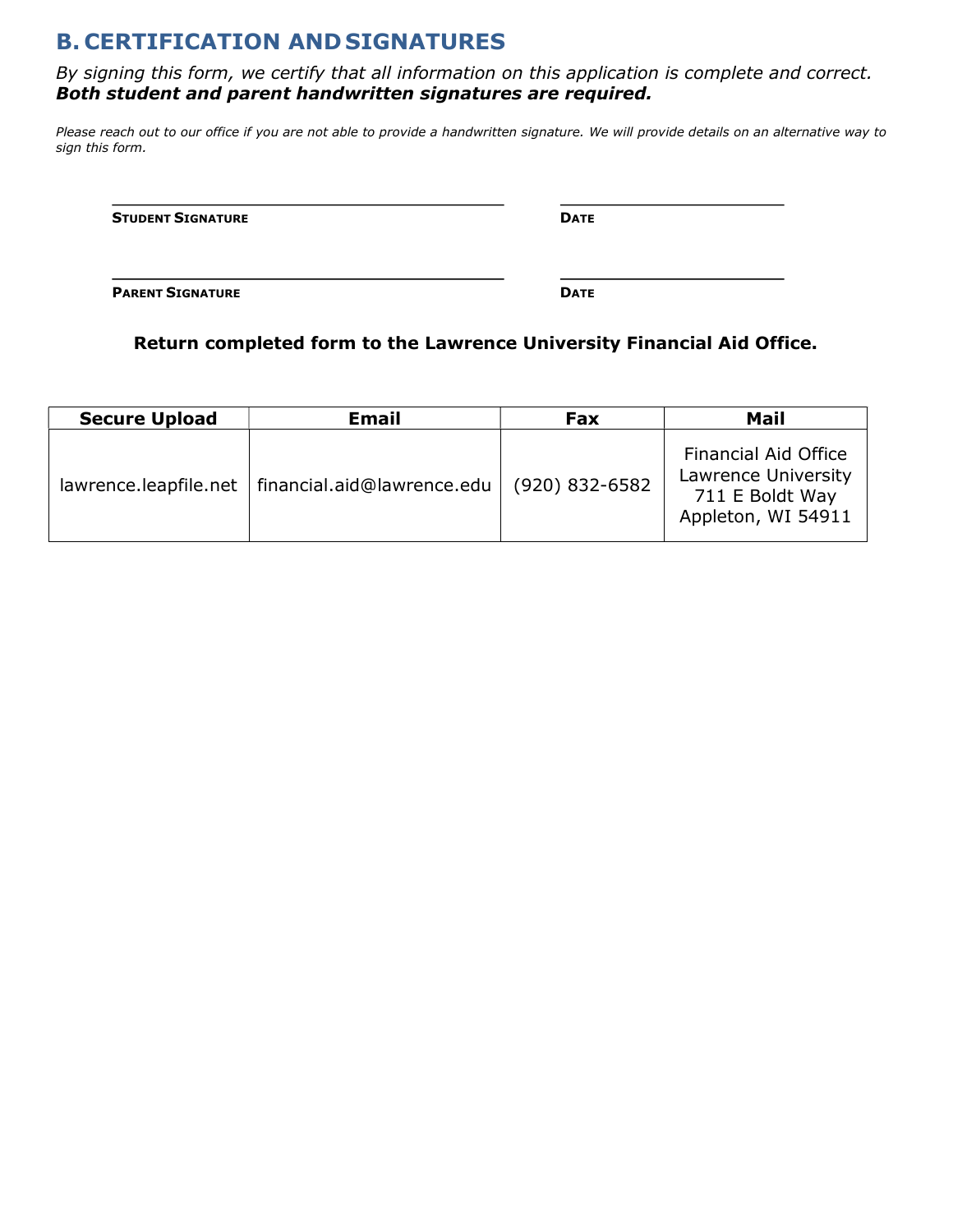## B. CERTIFICATION AND SIGNATURES

*By signing this form, we certify that all information on this application is complete and correct.*
***Both student and parent handwritten signatures are required.***

*Please reach out to our office if you are not able to provide a handwritten signature. We will provide details on an alternative way to sign this form.*

\_\_\_\_\_\_\_\_\_\_\_\_\_\_\_\_\_\_\_\_\_\_\_\_\_\_\_\_\_\_\_\_\_\_\_\_\_\_ \_\_\_\_\_\_\_\_\_\_\_\_\_\_\_\_\_\_\_\_\_\_
**STUDENT SIGNATURE** **DATE**

\_\_\_\_\_\_\_\_\_\_\_\_\_\_\_\_\_\_\_\_\_\_\_\_\_\_\_\_\_\_\_\_\_\_\_\_\_\_ \_\_\_\_\_\_\_\_\_\_\_\_\_\_\_\_\_\_\_\_\_\_
**PARENT SIGNATURE** **DATE**

**Return completed form to the Lawrence University Financial Aid Office.**

| Secure Upload | Email | Fax | Mail |
| --- | --- | --- | --- |
| lawrence.leapfile.net | financial.aid@lawrence.edu | (920) 832-6582 | Financial Aid Office<br>Lawrence University<br>711 E Boldt Way<br>Appleton, WI 54911 |